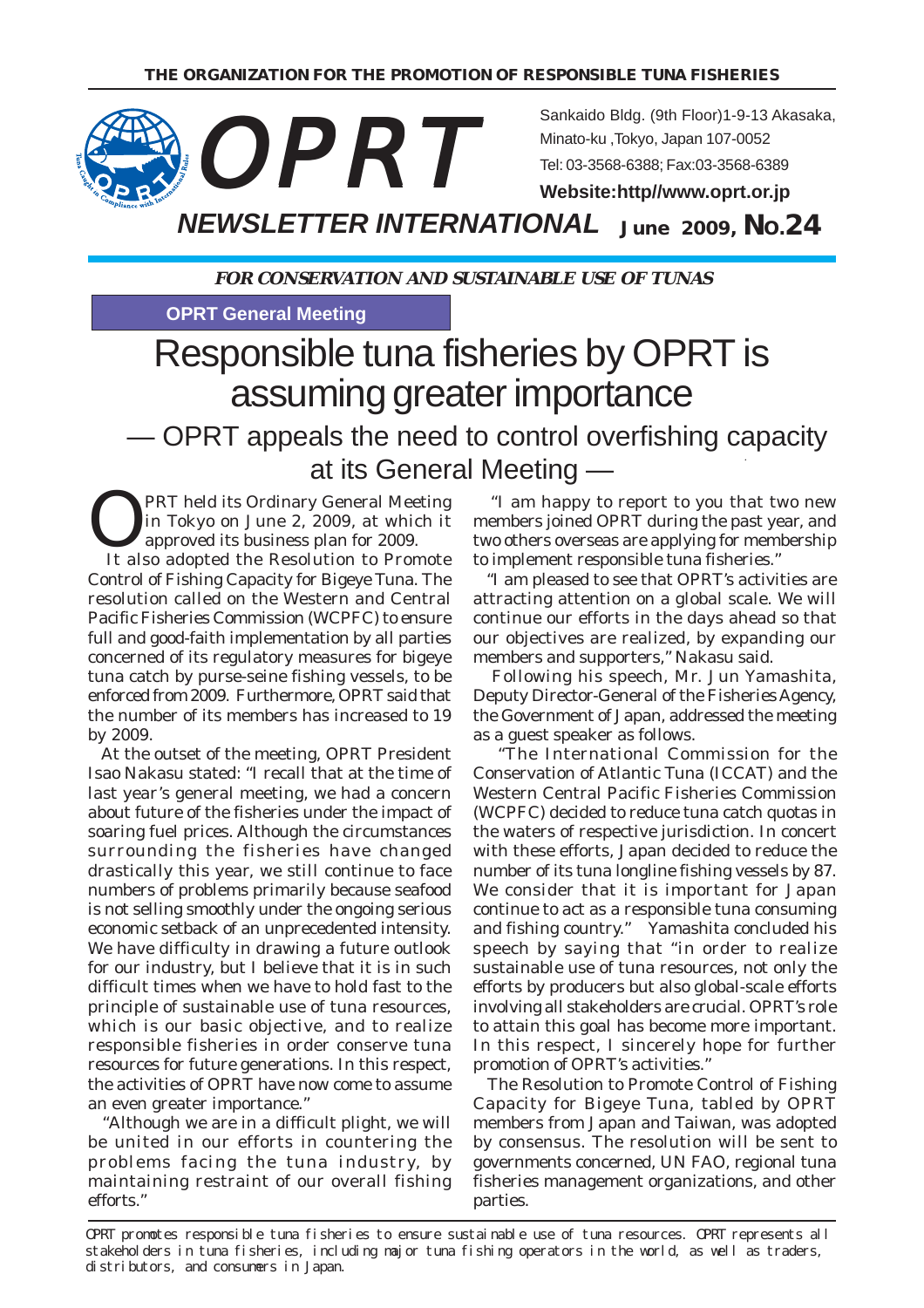THE ORGANIZATION FOR THE PROMOTION OF RESPONSIBLE TUNA FISHERIES

# OPRT

Sankaido Bldg. (9th Floor)1-9-13 Akasaka, Minato-ku ,Tokyo, Japan 107-0052
Tel: 03-3568-6388; Fax:03-3568-6389
**Website:http//www.oprt.or.jp**

## NEWSLETTER INTERNATIONAL June 2009, No.24

***FOR CONSERVATION AND SUSTAINABLE USE OF TUNAS***

**OPRT General Meeting**

# Responsible tuna fisheries by OPRT is assuming greater importance

## — OPRT appeals the need to control overfishing capacity at its General Meeting —

OPRT held its Ordinary General Meeting in Tokyo on June 2, 2009, at which it approved its business plan for 2009.

It also adopted the Resolution to Promote Control of Fishing Capacity for Bigeye Tuna. The resolution called on the Western and Central Pacific Fisheries Commission (WCPFC) to ensure full and good-faith implementation by all parties concerned of its regulatory measures for bigeye tuna catch by purse-seine fishing vessels, to be enforced from 2009. Furthermore, OPRT said that the number of its members has increased to 19 by 2009.

At the outset of the meeting, OPRT President Isao Nakasu stated: "I recall that at the time of last year's general meeting, we had a concern about future of the fisheries under the impact of soaring fuel prices. Although the circumstances surrounding the fisheries have changed drastically this year, we still continue to face numbers of problems primarily because seafood is not selling smoothly under the ongoing serious economic setback of an unprecedented intensity. We have difficulty in drawing a future outlook for our industry, but I believe that it is in such difficult times when we have to hold fast to the principle of sustainable use of tuna resources, which is our basic objective, and to realize responsible fisheries in order conserve tuna resources for future generations. In this respect, the activities of OPRT have now come to assume an even greater importance."

"Although we are in a difficult plight, we will be united in our efforts in countering the problems facing the tuna industry, by maintaining restraint of our overall fishing efforts."

"I am happy to report to you that two new members joined OPRT during the past year, and two others overseas are applying for membership to implement responsible tuna fisheries."

"I am pleased to see that OPRT's activities are attracting attention on a global scale. We will continue our efforts in the days ahead so that our objectives are realized, by expanding our members and supporters," Nakasu said.

Following his speech, Mr. Jun Yamashita, Deputy Director-General of the Fisheries Agency, the Government of Japan, addressed the meeting as a guest speaker as follows.

"The International Commission for the Conservation of Atlantic Tuna (ICCAT) and the Western Central Pacific Fisheries Commission (WCPFC) decided to reduce tuna catch quotas in the waters of respective jurisdiction. In concert with these efforts, Japan decided to reduce the number of its tuna longline fishing vessels by 87. We consider that it is important for Japan continue to act as a responsible tuna consuming and fishing country." Yamashita concluded his speech by saying that "in order to realize sustainable use of tuna resources, not only the efforts by producers but also global-scale efforts involving all stakeholders are crucial. OPRT's role to attain this goal has become more important. In this respect, I sincerely hope for further promotion of OPRT's activities."

The Resolution to Promote Control of Fishing Capacity for Bigeye Tuna, tabled by OPRT members from Japan and Taiwan, was adopted by consensus. The resolution will be sent to governments concerned, UN FAO, regional tuna fisheries management organizations, and other parties.

OPRT promotes responsible tuna fisheries to ensure sustainable use of tuna resources. OPRT represents all stakeholders in tuna fisheries, including major tuna fishing operators in the world, as well as traders, distributors, and consumers in Japan.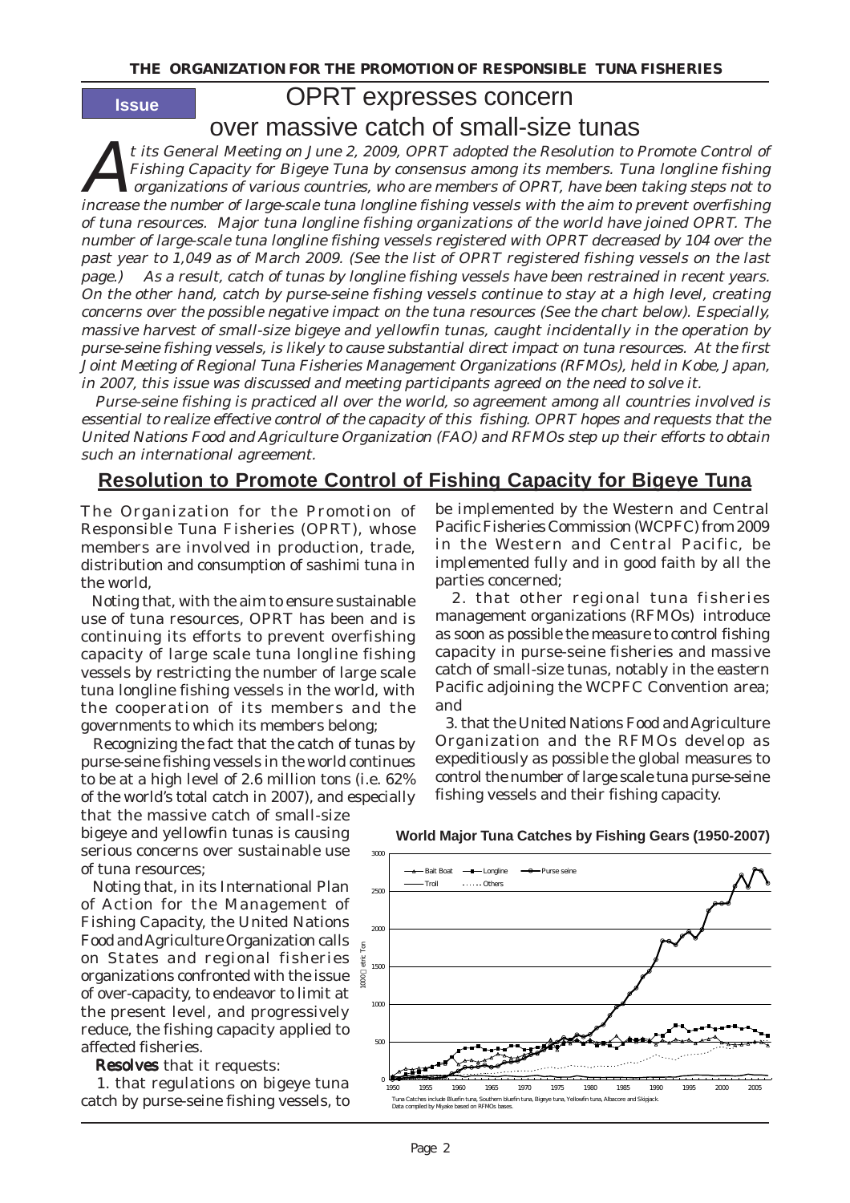**Issue**

# OPRT expresses concern over massive catch of small-size tunas

*At its General Meeting on June 2, 2009, OPRT adopted the Resolution to Promote Control of Fishing Capacity for Bigeye Tuna by consensus among its members. Tuna longline fishing organizations of various countries, who are members of OPRT, have been taking steps not to increase the number of large-scale tuna longline fishing vessels with the aim to prevent overfishing of tuna resources. Major tuna longline fishing organizations of the world have joined OPRT. The number of large-scale tuna longline fishing vessels registered with OPRT decreased by 104 over the past year to 1,049 as of March 2009. (See the list of OPRT registered fishing vessels on the last page.) As a result, catch of tunas by longline fishing vessels have been restrained in recent years. On the other hand, catch by purse-seine fishing vessels continue to stay at a high level, creating concerns over the possible negative impact on the tuna resources (See the chart below). Especially, massive harvest of small-size bigeye and yellowfin tunas, caught incidentally in the operation by purse-seine fishing vessels, is likely to cause substantial direct impact on tuna resources. At the first Joint Meeting of Regional Tuna Fisheries Management Organizations (RFMOs), held in Kobe, Japan, in 2007, this issue was discussed and meeting participants agreed on the need to solve it.*

*Purse-seine fishing is practiced all over the world, so agreement among all countries involved is essential to realize effective control of the capacity of this fishing. OPRT hopes and requests that the United Nations Food and Agriculture Organization (FAO) and RFMOs step up their efforts to obtain such an international agreement.*

## Resolution to Promote Control of Fishing Capacity for Bigeye Tuna

The Organization for the Promotion of Responsible Tuna Fisheries (OPRT), whose members are involved in production, trade, distribution and consumption of sashimi tuna in the world,

Noting that, with the aim to ensure sustainable use of tuna resources, OPRT has been and is continuing its efforts to prevent overfishing capacity of large scale tuna longline fishing vessels by restricting the number of large scale tuna longline fishing vessels in the world, with the cooperation of its members and the governments to which its members belong;

Recognizing the fact that the catch of tunas by purse-seine fishing vessels in the world continues to be at a high level of 2.6 million tons (i.e. 62% of the world's total catch in 2007), and especially that the massive catch of small-size bigeye and yellowfin tunas is causing serious concerns over sustainable use of tuna resources;

Noting that, in its International Plan of Action for the Management of Fishing Capacity, the United Nations Food and Agriculture Organization calls on States and regional fisheries organizations confronted with the issue of over-capacity, to endeavor to limit at the present level, and progressively reduce, the fishing capacity applied to affected fisheries.

**Resolves** that it requests:

1. that regulations on bigeye tuna catch by purse-seine fishing vessels, to be implemented by the Western and Central Pacific Fisheries Commission (WCPFC) from 2009 in the Western and Central Pacific, be implemented fully and in good faith by all the parties concerned;

2. that other regional tuna fisheries management organizations (RFMOs) introduce as soon as possible the measure to control fishing capacity in purse-seine fisheries and massive catch of small-size tunas, notably in the eastern Pacific adjoining the WCPFC Convention area; and

3. that the United Nations Food and Agriculture Organization and the RFMOs develop as expeditiously as possible the global measures to control the number of large scale tuna purse-seine fishing vessels and their fishing capacity.

**World Major Tuna Catches by Fishing Gears (1950-2007)**

Tuna Catches include Bluefin tuna, Southern bluefin tuna, Bigeye tuna, Yellowfin tuna, Albacore and Skipjack.
Data compiled by Miyake based on RFMOs bases.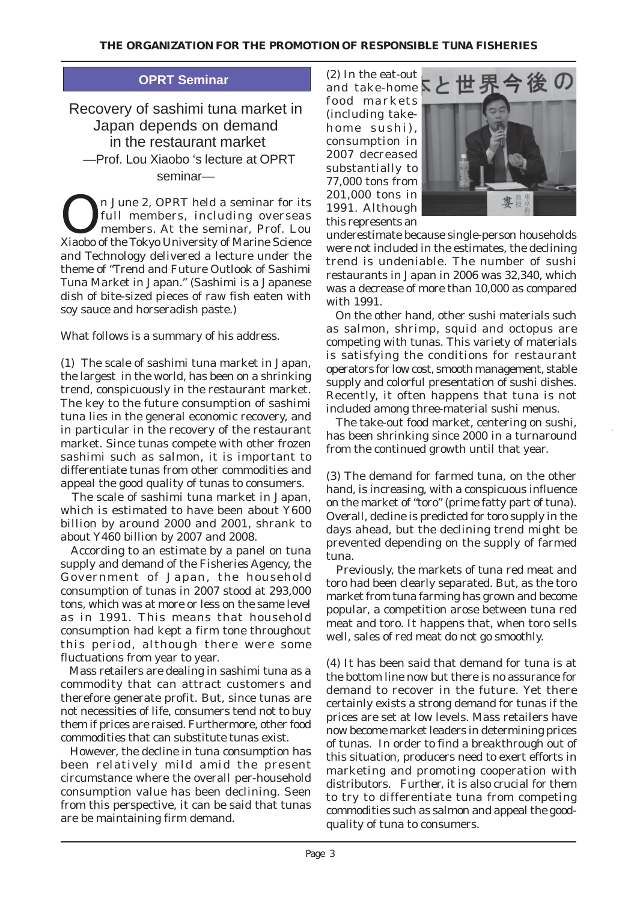## OPRT Seminar

# Recovery of sashimi tuna market in Japan depends on demand in the restaurant market

—Prof. Lou Xiaobo 's lecture at OPRT seminar—

On June 2, OPRT held a seminar for its full members, including overseas members. At the seminar, Prof. Lou Xiaobo of the Tokyo University of Marine Science and Technology delivered a lecture under the theme of "Trend and Future Outlook of Sashimi Tuna Market in Japan." (Sashimi is a Japanese dish of bite-sized pieces of raw fish eaten with soy sauce and horseradish paste.)

What follows is a summary of his address.

(1) The scale of sashimi tuna market in Japan, the largest in the world, has been on a shrinking trend, conspicuously in the restaurant market. The key to the future consumption of sashimi tuna lies in the general economic recovery, and in particular in the recovery of the restaurant market. Since tunas compete with other frozen sashimi such as salmon, it is important to differentiate tunas from other commodities and appeal the good quality of tunas to consumers.

The scale of sashimi tuna market in Japan, which is estimated to have been about Y600 billion by around 2000 and 2001, shrank to about Y460 billion by 2007 and 2008.

According to an estimate by a panel on tuna supply and demand of the Fisheries Agency, the Government of Japan, the household consumption of tunas in 2007 stood at 293,000 tons, which was at more or less on the same level as in 1991. This means that household consumption had kept a firm tone throughout this period, although there were some fluctuations from year to year.

Mass retailers are dealing in sashimi tuna as a commodity that can attract customers and therefore generate profit. But, since tunas are not necessities of life, consumers tend not to buy them if prices are raised. Furthermore, other food commodities that can substitute tunas exist.

However, the decline in tuna consumption has been relatively mild amid the present circumstance where the overall per-household consumption value has been declining. Seen from this perspective, it can be said that tunas are be maintaining firm demand.

(2) In the eat-out and take-home food markets (including take-home sushi), consumption in 2007 decreased substantially to 77,000 tons from 201,000 tons in 1991. Although this represents an underestimate because single-person households were not included in the estimates, the declining trend is undeniable. The number of sushi restaurants in Japan in 2006 was 32,340, which was a decrease of more than 10,000 as compared with 1991.

On the other hand, other sushi materials such as salmon, shrimp, squid and octopus are competing with tunas. This variety of materials is satisfying the conditions for restaurant operators for low cost, smooth management, stable supply and colorful presentation of sushi dishes. Recently, it often happens that tuna is not included among three-material sushi menus.

The take-out food market, centering on sushi, has been shrinking since 2000 in a turnaround from the continued growth until that year.

(3) The demand for farmed tuna, on the other hand, is increasing, with a conspicuous influence on the market of "toro" (prime fatty part of tuna). Overall, decline is predicted for toro supply in the days ahead, but the declining trend might be prevented depending on the supply of farmed tuna.

Previously, the markets of tuna red meat and toro had been clearly separated. But, as the toro market from tuna farming has grown and become popular, a competition arose between tuna red meat and toro. It happens that, when toro sells well, sales of red meat do not go smoothly.

(4) It has been said that demand for tuna is at the bottom line now but there is no assurance for demand to recover in the future. Yet there certainly exists a strong demand for tunas if the prices are set at low levels. Mass retailers have now become market leaders in determining prices of tunas. In order to find a breakthrough out of this situation, producers need to exert efforts in marketing and promoting cooperation with distributors. Further, it is also crucial for them to try to differentiate tuna from competing commodities such as salmon and appeal the good-quality of tuna to consumers.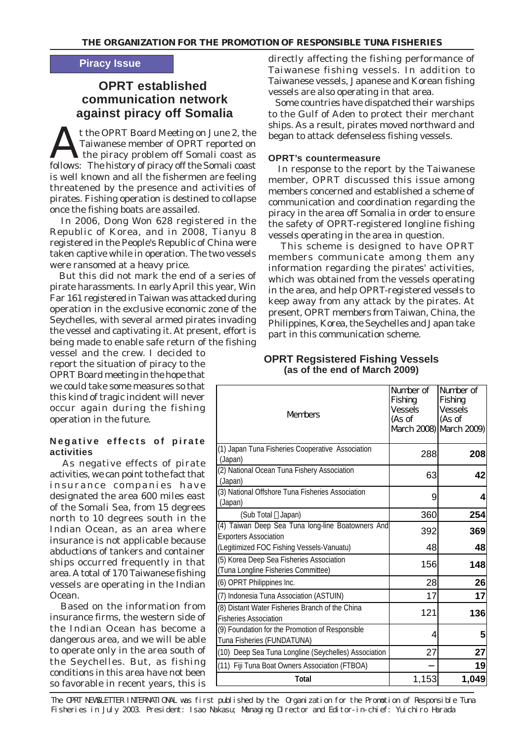**Piracy Issue**

## OPRT established communication network against piracy off Somalia

At the OPRT Board Meeting on June 2, the Taiwanese member of OPRT reported on the piracy problem off Somali coast as follows: The history of piracy off the Somali coast is well known and all the fishermen are feeling threatened by the presence and activities of pirates. Fishing operation is destined to collapse once the fishing boats are assailed.

In 2006, Dong Won 628 registered in the Republic of Korea, and in 2008, Tianyu 8 registered in the People's Republic of China were taken captive while in operation. The two vessels were ransomed at a heavy price.

But this did not mark the end of a series of pirate harassments. In early April this year, Win Far 161 registered in Taiwan was attacked during operation in the exclusive economic zone of the Seychelles, with several armed pirates invading the vessel and captivating it. At present, effort is being made to enable safe return of the fishing vessel and the crew. I decided to report the situation of piracy to the OPRT Board meeting in the hope that we could take some measures so that this kind of tragic incident will never occur again during the fishing operation in the future.

### Negative effects of pirate activities

As negative effects of pirate activities, we can point to the fact that insurance companies have designated the area 600 miles east of the Somali Sea, from 15 degrees north to 10 degrees south in the Indian Ocean, as an area where insurance is not applicable because abductions of tankers and container ships occurred frequently in that area. A total of 170 Taiwanese fishing vessels are operating in the Indian Ocean.

Based on the information from insurance firms, the western side of the Indian Ocean has become a dangerous area, and we will be able to operate only in the area south of the Seychelles. But, as fishing conditions in this area have not been so favorable in recent years, this is directly affecting the fishing performance of Taiwanese fishing vessels. In addition to Taiwanese vessels, Japanese and Korean fishing vessels are also operating in that area.

Some countries have dispatched their warships to the Gulf of Aden to protect their merchant ships. As a result, pirates moved northward and began to attack defenseless fishing vessels.

### OPRT's countermeasure

In response to the report by the Taiwanese member, OPRT discussed this issue among members concerned and established a scheme of communication and coordination regarding the piracy in the area off Somalia in order to ensure the safety of OPRT-registered longline fishing vessels operating in the area in question.

This scheme is designed to have OPRT members communicate among them any information regarding the pirates' activities, which was obtained from the vessels operating in the area, and help OPRT-registered vessels to keep away from any attack by the pirates. At present, OPRT members from Taiwan, China, the Philippines, Korea, the Seychelles and Japan take part in this communication scheme.

### OPRT Regsistered Fishing Vessels (as of the end of March 2009)

| Members | Number of Fishing Vessels (As of March 2008) | Number of Fishing Vessels (As of March 2009) |
|---|---|---|
| (1) Japan Tuna Fisheries Cooperative Association (Japan) | 288 | **208** |
| (2) National Ocean Tuna Fishery Association (Japan) | 63 | **42** |
| (3) National Offshore Tuna Fisheries Association (Japan) | 9 | **4** |
| (Sub Total Japan) | 360 | **254** |
| (4) Taiwan Deep Sea Tuna long-line Boatowners And Exporters Association | 392 | **369** |
| (Legitimized FOC Fishing Vessels-Vanuatu) | 48 | **48** |
| (5) Korea Deep Sea Fisheries Association (Tuna Longline Fisheries Committee) | 156 | **148** |
| (6) OPRT Philippines Inc. | 28 | **26** |
| (7) Indonesia Tuna Association (ASTUIN) | 17 | **17** |
| (8) Distant Water Fisheries Branch of the China Fisheries Association | 121 | **136** |
| (9) Foundation for the Promotion of Responsible Tuna Fisheries (FUNDATUNA) | 4 | **5** |
| (10) Deep Sea Tuna Longline (Seychelles) Association | 27 | **27** |
| (11) Fiji Tuna Boat Owners Association (FTBOA) | – | **19** |
| **Total** | 1,153 | **1,049** |

The OPRT NEWSLETTER INTERNATIONAL was first published by the Organization for the Promotion of Responsible Tuna Fisheries in July 2003. President: Isao Nakasu; Managing Director and Editor-in-chief: Yuichiro Harada